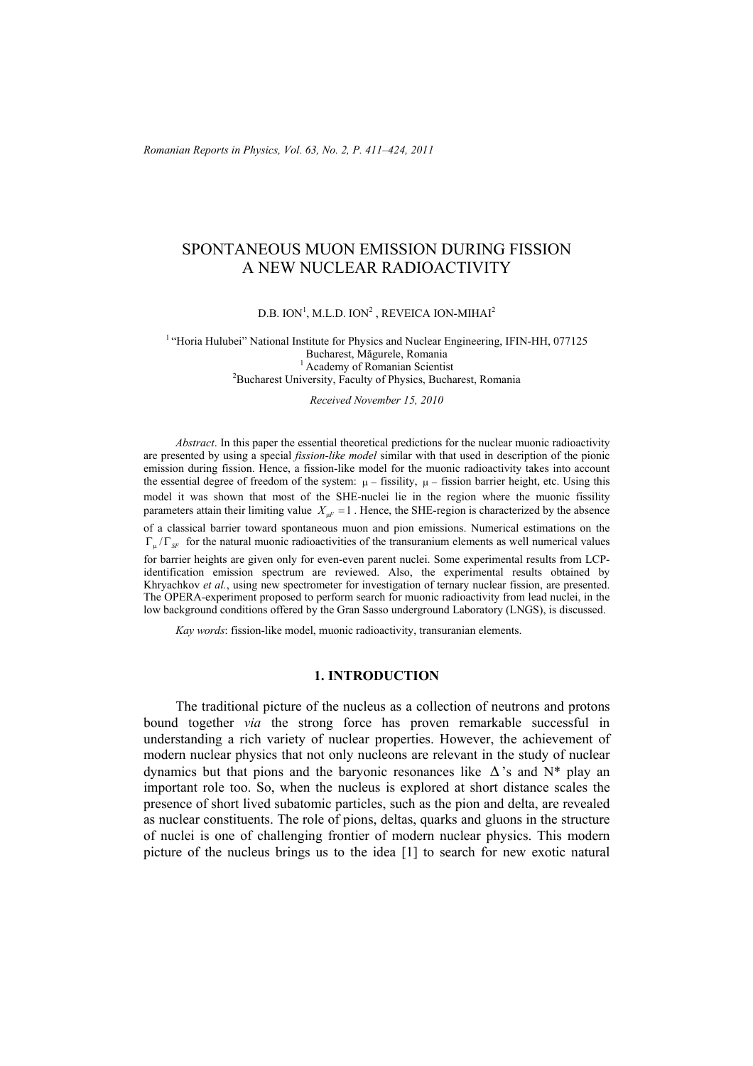# SPONTANEOUS MUON EMISSION DURING FISSION A NEW NUCLEAR RADIOACTIVITY

D.B. ION[1], M.L.D. ION[2], REVEICA ION-MIHAI[2]

[1] "Horia Hulubei" National Institute for Physics and Nuclear Engineering, IFIN-HH, 077125 Bucharest, Măgurele, Romania
[1] Academy of Romanian Scientist
[2] Bucharest University, Faculty of Physics, Bucharest, Romania

*Received November 15, 2010*

*Abstract*. In this paper the essential theoretical predictions for the nuclear muonic radioactivity are presented by using a special *fission-like model* similar with that used in description of the pionic emission during fission. Hence, a fission-like model for the muonic radioactivity takes into account the essential degree of freedom of the system: $\mu$ – fissility, $\mu$ – fission barrier height, etc. Using this model it was shown that most of the SHE-nuclei lie in the region where the muonic fissility parameters attain their limiting value $X_{\mu F} = 1$. Hence, the SHE-region is characterized by the absence of a classical barrier toward spontaneous muon and pion emissions. Numerical estimations on the $\Gamma_{\mu} / \Gamma_{SF}$ for the natural muonic radioactivities of the transuranium elements as well numerical values for barrier heights are given only for even-even parent nuclei. Some experimental results from LCP-identification emission spectrum are reviewed. Also, the experimental results obtained by Khryachkov *et al.*, using new spectrometer for investigation of ternary nuclear fission, are presented. The OPERA-experiment proposed to perform search for muonic radioactivity from lead nuclei, in the low background conditions offered by the Gran Sasso underground Laboratory (LNGS), is discussed.

*Kay words*: fission-like model, muonic radioactivity, transuranian elements.

## 1. INTRODUCTION

The traditional picture of the nucleus as a collection of neutrons and protons bound together *via* the strong force has proven remarkable successful in understanding a rich variety of nuclear properties. However, the achievement of modern nuclear physics that not only nucleons are relevant in the study of nuclear dynamics but that pions and the baryonic resonances like $\Delta$'s and N* play an important role too. So, when the nucleus is explored at short distance scales the presence of short lived subatomic particles, such as the pion and delta, are revealed as nuclear constituents. The role of pions, deltas, quarks and gluons in the structure of nuclei is one of challenging frontier of modern nuclear physics. This modern picture of the nucleus brings us to the idea [1] to search for new exotic natural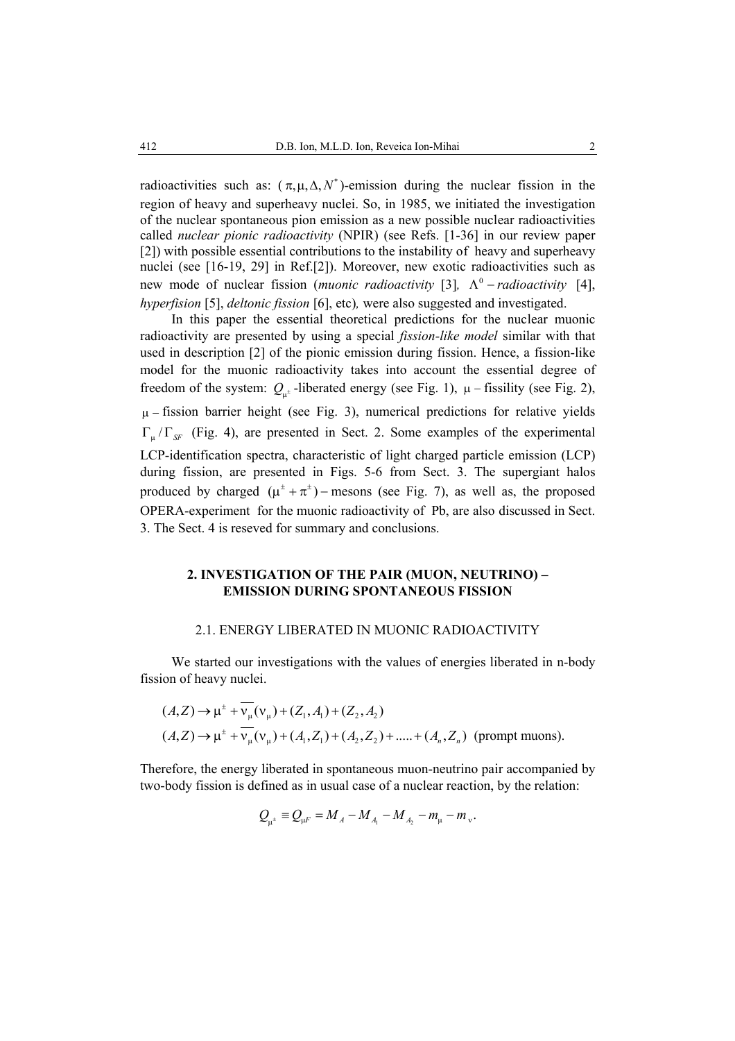radioactivities such as: ($\pi, \mu, \Delta, N^*$)-emission during the nuclear fission in the region of heavy and superheavy nuclei. So, in 1985, we initiated the investigation of the nuclear spontaneous pion emission as a new possible nuclear radioactivities called *nuclear pionic radioactivity* (NPIR) (see Refs. [1-36] in our review paper [2]) with possible essential contributions to the instability of heavy and superheavy nuclei (see [16-19, 29] in Ref.[2]). Moreover, new exotic radioactivities such as new mode of nuclear fission (*muonic radioactivity* [3], $\Lambda^0 -$ *radioactivity* [4], *hyperfision* [5], *deltonic fission* [6], etc)*,* were also suggested and investigated.

In this paper the essential theoretical predictions for the nuclear muonic radioactivity are presented by using a special *fission-like model* similar with that used in description [2] of the pionic emission during fission. Hence, a fission-like model for the muonic radioactivity takes into account the essential degree of freedom of the system: $Q_{\mu^\pm}$-liberated energy (see Fig. 1), $\mu$ – fissility (see Fig. 2), $\mu$ – fission barrier height (see Fig. 3), numerical predictions for relative yields $\Gamma_\mu / \Gamma_{SF}$ (Fig. 4), are presented in Sect. 2. Some examples of the experimental LCP-identification spectra, characteristic of light charged particle emission (LCP) during fission, are presented in Figs. 5-6 from Sect. 3. The supergiant halos produced by charged $(\mu^\pm + \pi^\pm)-$mesons (see Fig. 7), as well as, the proposed OPERA-experiment for the muonic radioactivity of Pb, are also discussed in Sect. 3. The Sect. 4 is reseved for summary and conclusions.

## 2. INVESTIGATION OF THE PAIR (MUON, NEUTRINO) – EMISSION DURING SPONTANEOUS FISSION

### 2.1. ENERGY LIBERATED IN MUONIC RADIOACTIVITY

We started our investigations with the values of energies liberated in n-body fission of heavy nuclei.

$$(A,Z) \to \mu^\pm + \overline{\nu_\mu}(\nu_\mu) + (Z_1, A_1) + (Z_2, A_2)$$

$$(A,Z) \to \mu^\pm + \overline{\nu_\mu}(\nu_\mu) + (A_1, Z_1) + (A_2, Z_2) + ..... + (A_n, Z_n) \quad \text{(prompt muons).}$$

Therefore, the energy liberated in spontaneous muon-neutrino pair accompanied by two-body fission is defined as in usual case of a nuclear reaction, by the relation:

$$Q_{\mu^\pm} \equiv Q_{\mu F} = M_A - M_{A_1} - M_{A_2} - m_\mu - m_\nu.$$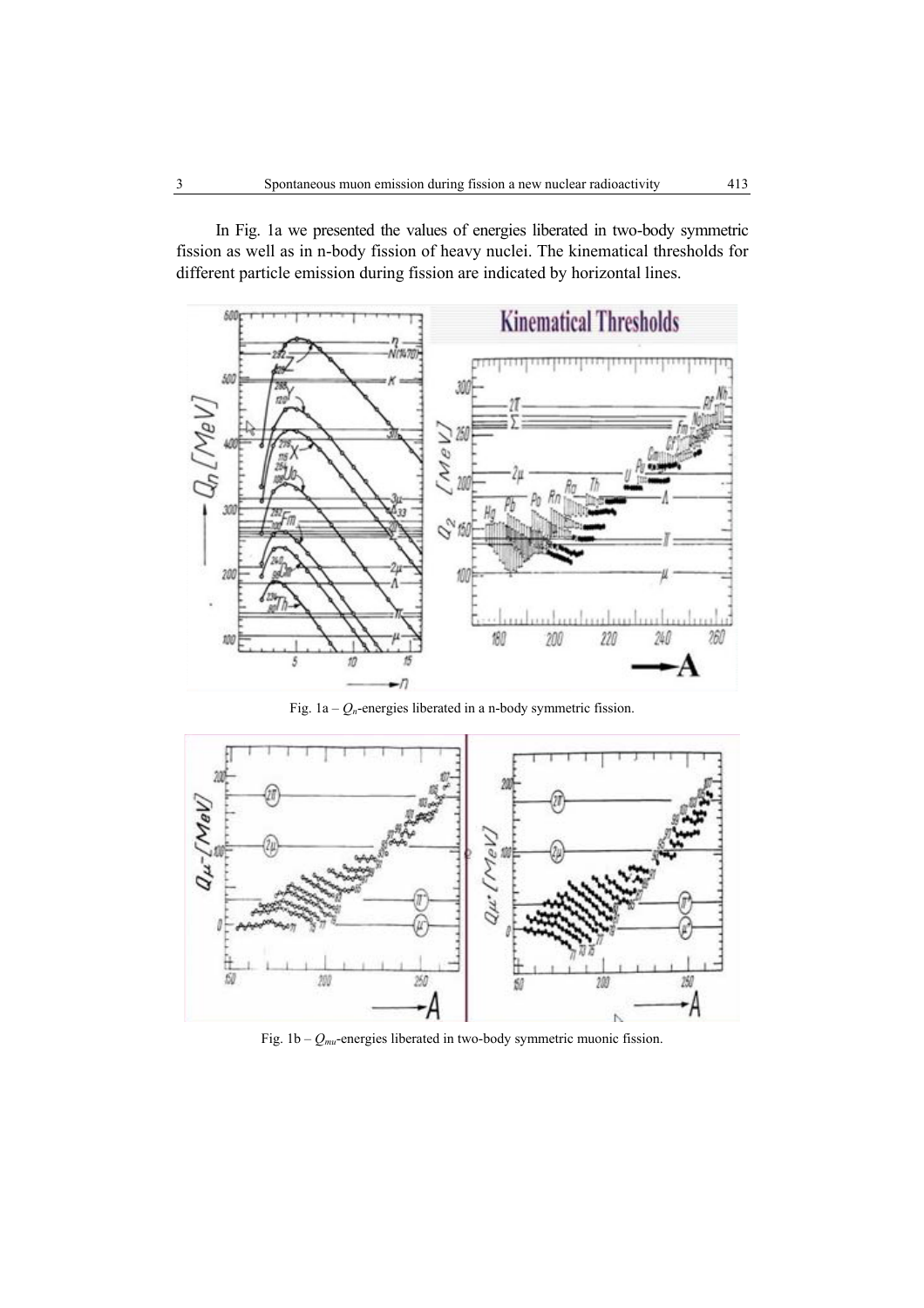In Fig. 1a we presented the values of energies liberated in two-body symmetric fission as well as in n-body fission of heavy nuclei. The kinematical thresholds for different particle emission during fission are indicated by horizontal lines.

Fig. 1a – $Q_n$-energies liberated in a n-body symmetric fission.

Fig. 1b – $Q_{mu}$-energies liberated in two-body symmetric muonic fission.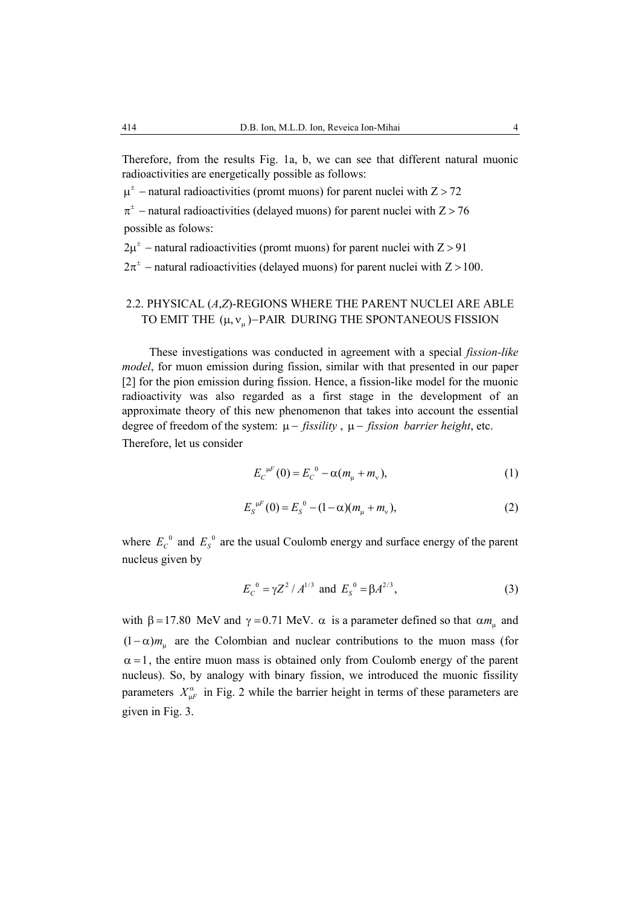Therefore, from the results Fig. 1a, b, we can see that different natural muonic radioactivities are energetically possible as follows:

$\mu^{\pm}$ – natural radioactivities (promt muons) for parent nuclei with $Z > 72$

$\pi^{\pm}$ – natural radioactivities (delayed muons) for parent nuclei with $Z > 76$

possible as folows:

$2\mu^{\pm}$ – natural radioactivities (promt muons) for parent nuclei with $Z > 91$

$2\pi^{\pm}$ – natural radioactivities (delayed muons) for parent nuclei with $Z > 100$.

## 2.2. PHYSICAL (*A*,*Z*)-REGIONS WHERE THE PARENT NUCLEI ARE ABLE TO EMIT THE $(\mu, \nu_{\mu})$–PAIR DURING THE SPONTANEOUS FISSION

These investigations was conducted in agreement with a special *fission-like model*, for muon emission during fission, similar with that presented in our paper [2] for the pion emission during fission. Hence, a fission-like model for the muonic radioactivity was also regarded as a first stage in the development of an approximate theory of this new phenomenon that takes into account the essential degree of freedom of the system: $\mu-$ *fissility* , $\mu-$ *fission barrier height*, etc.

Therefore, let us consider

$$E_C^{\ \mu F}(0) = E_C^{\ 0} - \alpha(m_{\mu} + m_{\nu}), \tag{1}$$

$$E_S^{\ \mu F}(0) = E_S^{\ 0} - (1-\alpha)(m_{\mu} + m_{\nu}), \tag{2}$$

where $E_C^{\ 0}$ and $E_S^{\ 0}$ are the usual Coulomb energy and surface energy of the parent nucleus given by

$$E_C^{\ 0} = \gamma Z^2 / A^{1/3} \ \text{and} \ E_S^{\ 0} = \beta A^{2/3}, \tag{3}$$

with $\beta = 17.80$ MeV and $\gamma = 0.71$ MeV. $\alpha$ is a parameter defined so that $\alpha m_{\mu}$ and $(1-\alpha)m_{\mu}$ are the Colombian and nuclear contributions to the muon mass (for $\alpha = 1$, the entire muon mass is obtained only from Coulomb energy of the parent nucleus). So, by analogy with binary fission, we introduced the muonic fissility parameters $X_{\mu F}^{\alpha}$ in Fig. 2 while the barrier height in terms of these parameters are given in Fig. 3.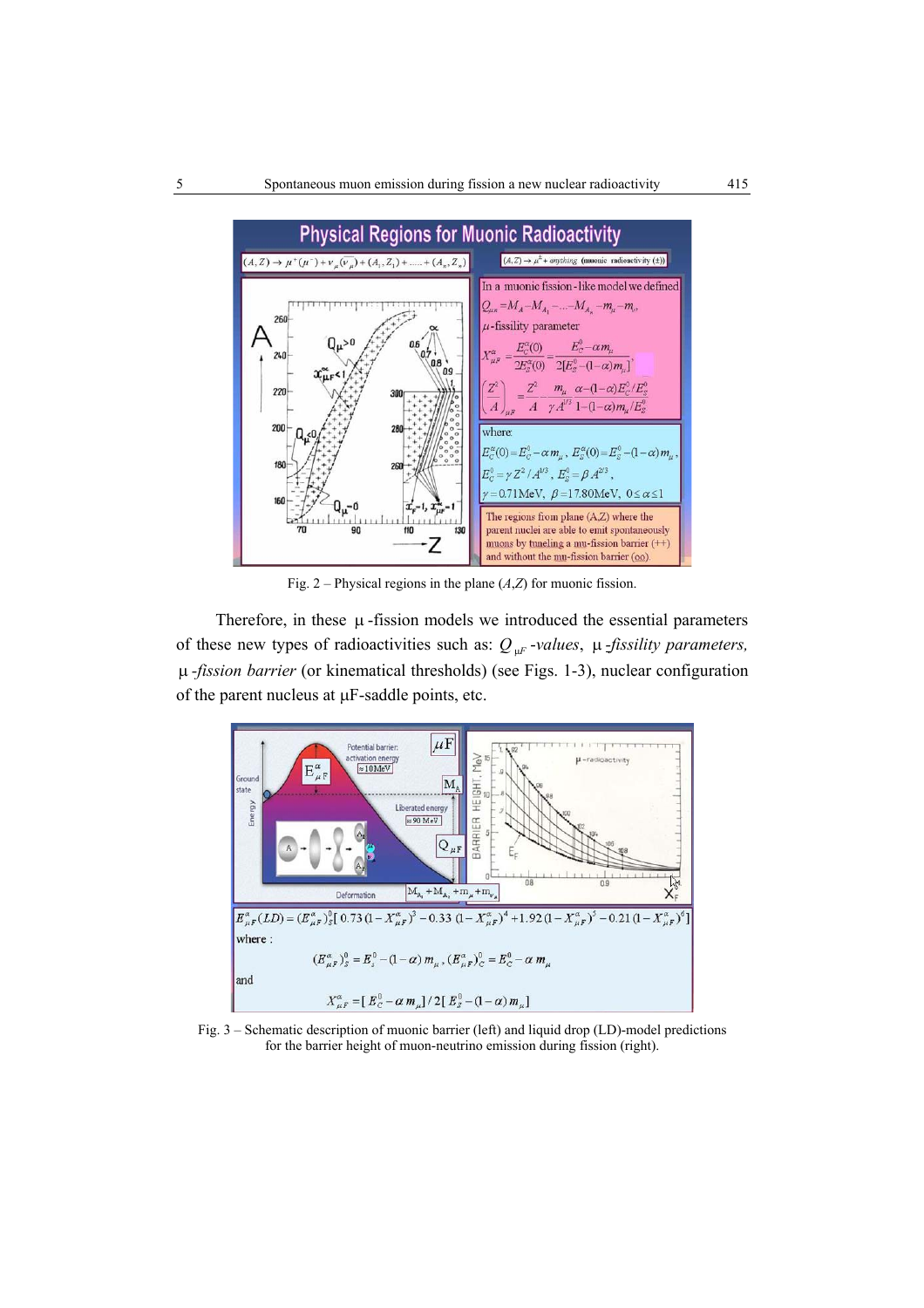Fig. 2 – Physical regions in the plane $(A,Z)$ for muonic fission.

Therefore, in these μ-fission models we introduced the essential parameters of these new types of radioactivities such as: $Q_{\mu F}$*-values*, μ*-fissility parameters*, μ*-fission barrier* (or kinematical thresholds) (see Figs. 1-3), nuclear configuration of the parent nucleus at μF-saddle points, etc.

Fig. 3 – Schematic description of muonic barrier (left) and liquid drop (LD)-model predictions for the barrier height of muon-neutrino emission during fission (right).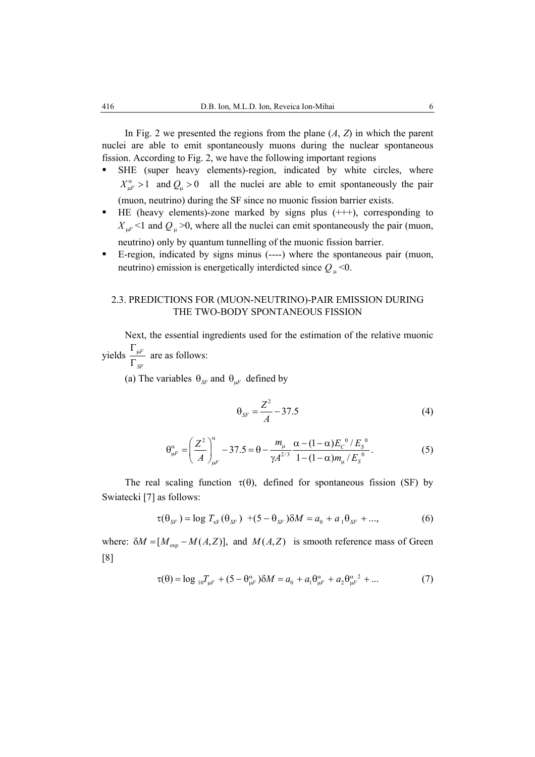In Fig. 2 we presented the regions from the plane ($A$, $Z$) in which the parent nuclei are able to emit spontaneously muons during the nuclear spontaneous fission. According to Fig. 2, we have the following important regions

- SHE (super heavy elements)-region, indicated by white circles, where $X^{\alpha}_{\mu F} > 1$ and $Q_{\mu} > 0$ all the nuclei are able to emit spontaneously the pair (muon, neutrino) during the SF since no muonic fission barrier exists.
- HE (heavy elements)-zone marked by signs plus (+++), corresponding to $X_{\mu F}$ <1 and $Q_{\mu}$ >0, where all the nuclei can emit spontaneously the pair (muon, neutrino) only by quantum tunnelling of the muonic fission barrier.
- E-region, indicated by signs minus (----) where the spontaneous pair (muon, neutrino) emission is energetically interdicted since $Q_{\mu}$ <0.

## 2.3. PREDICTIONS FOR (MUON-NEUTRINO)-PAIR EMISSION DURING THE TWO-BODY SPONTANEOUS FISSION

Next, the essential ingredients used for the estimation of the relative muonic yields $\frac{\Gamma_{\mu F}}{\Gamma_{SF}}$ are as follows:

(a) The variables $\theta_{SF}$ and $\theta_{\mu F}$ defined by

$$\theta_{SF} = \frac{Z^2}{A} - 37.5 \tag{4}$$

$$\theta^{\alpha}_{\mu F} = \left(\frac{Z^2}{A}\right)^{\alpha}_{\mu F} - 37.5 = \theta - \frac{m_{\mu}}{\gamma A^{2/3}} \frac{\alpha - (1-\alpha)E_C^{\,0} / E_S^{\,0}}{1 - (1-\alpha) m_{\mu} / E_S^{\,0}}. \tag{5}$$

The real scaling function $\tau(\theta)$, defined for spontaneous fission (SF) by Swiatecki [7] as follows:

$$\tau(\theta_{SF}) = \log T_{\mathrm{xF}}(\theta_{SF}) \;+ (5 - \theta_{SF})\delta M = a_0 + a_1 \theta_{SF} + ..., \tag{6}$$

where: $\delta M = [M_{\exp} - M(A,Z)]$, and $M(A,Z)$ is smooth reference mass of Green [8]

$$\tau(\theta) = \log{}_{10} T_{\mu F} + (5 - \theta^{\alpha}_{\mu F})\delta M = a_0 + a_1 \theta^{\alpha}_{\mu F} + a_2 \theta^{\alpha\;2}_{\mu F} + ... \tag{7}$$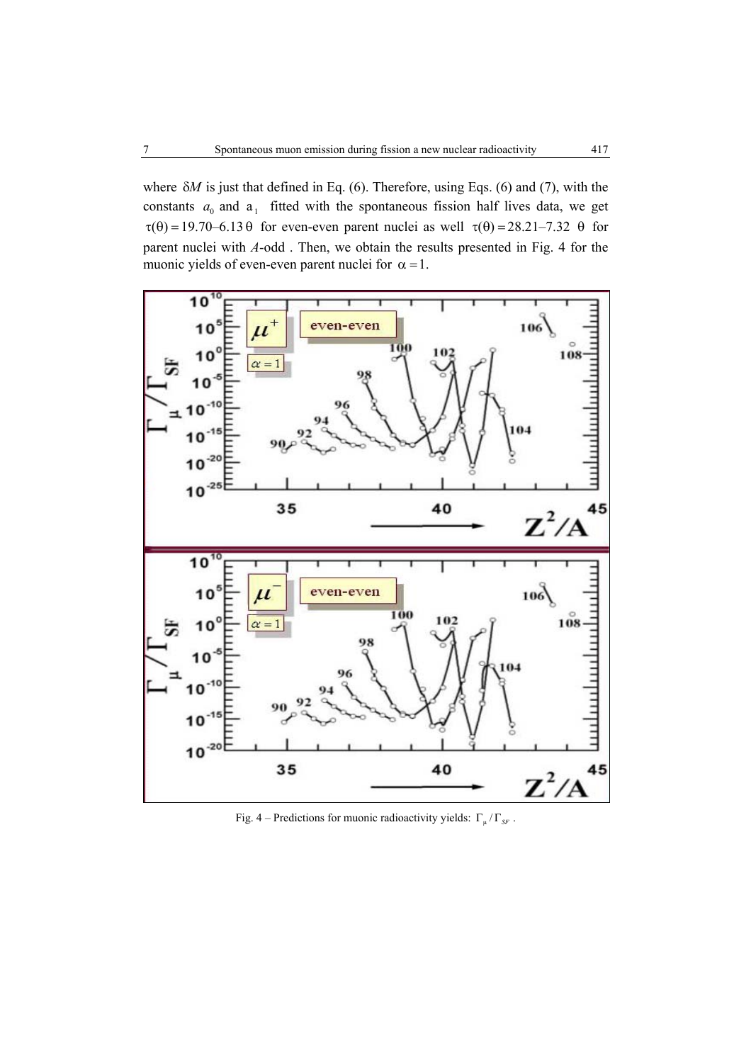where $\delta M$ is just that defined in Eq. (6). Therefore, using Eqs. (6) and (7), with the constants $a_0$ and $a_1$ fitted with the spontaneous fission half lives data, we get $\tau(\theta) = 19.70 – 6.13\,\theta$ for even-even parent nuclei as well $\tau(\theta) = 28.21 – 7.32\,\theta$ for parent nuclei with *A*-odd . Then, we obtain the results presented in Fig. 4 for the muonic yields of even-even parent nuclei for $\alpha = 1$.

Fig. 4 – Predictions for muonic radioactivity yields: $\Gamma_{\mu} / \Gamma_{SF}$ .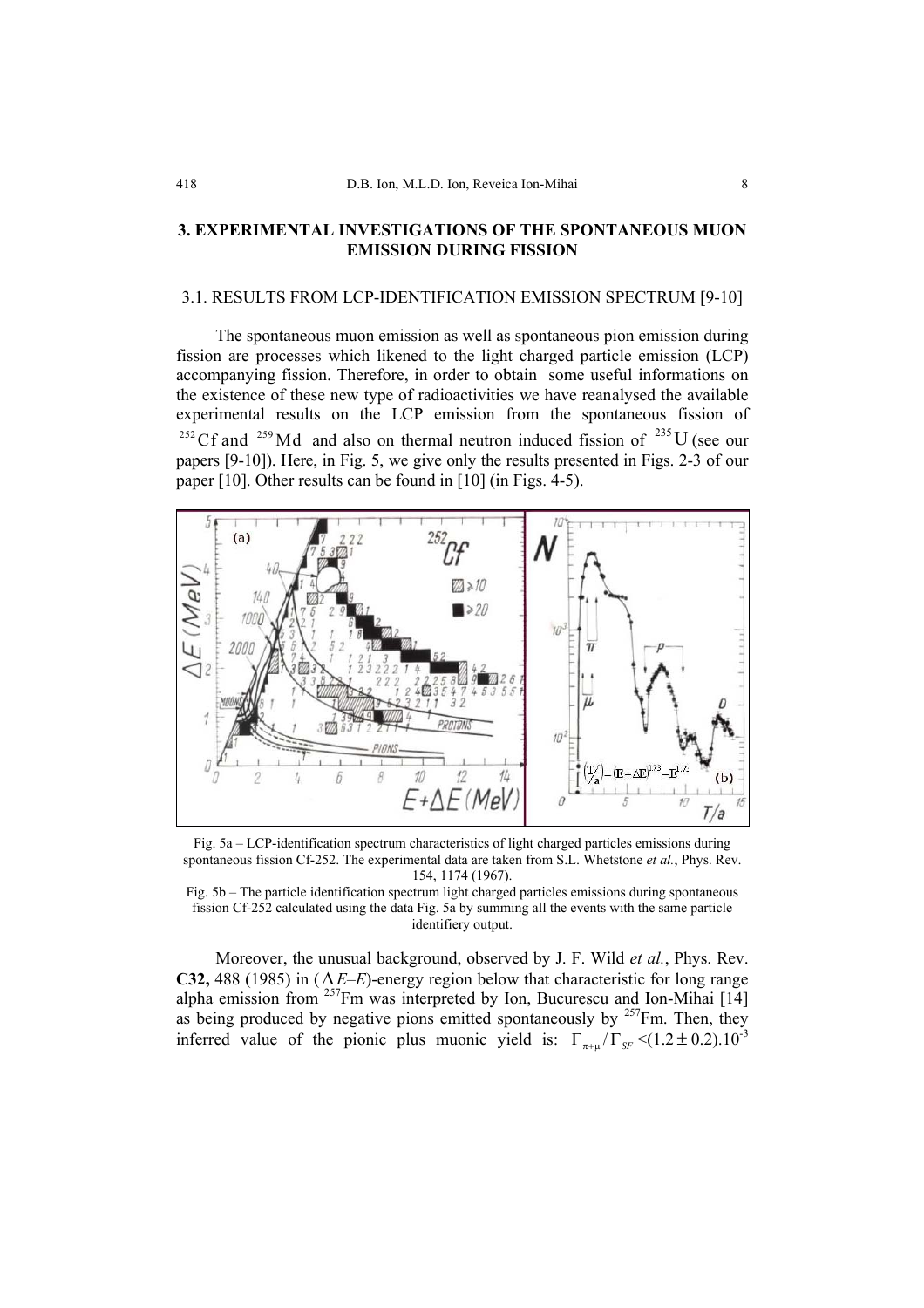## 3. EXPERIMENTAL INVESTIGATIONS OF THE SPONTANEOUS MUON EMISSION DURING FISSION

### 3.1. RESULTS FROM LCP-IDENTIFICATION EMISSION SPECTRUM [9-10]

The spontaneous muon emission as well as spontaneous pion emission during fission are processes which likened to the light charged particle emission (LCP) accompanying fission. Therefore, in order to obtain some useful informations on the existence of these new type of radioactivities we have reanalysed the available experimental results on the LCP emission from the spontaneous fission of $^{252}$Cf and $^{259}$Md and also on thermal neutron induced fission of $^{235}$U (see our papers [9-10]). Here, in Fig. 5, we give only the results presented in Figs. 2-3 of our paper [10]. Other results can be found in [10] (in Figs. 4-5).

Fig. 5a – LCP-identification spectrum characteristics of light charged particles emissions during spontaneous fission Cf-252. The experimental data are taken from S.L. Whetstone *et al.*, Phys. Rev. 154, 1174 (1967).

Fig. 5b – The particle identification spectrum light charged particles emissions during spontaneous fission Cf-252 calculated using the data Fig. 5a by summing all the events with the same particle identifiery output.

Moreover, the unusual background, observed by J. F. Wild *et al.*, Phys. Rev. **C32,** 488 (1985) in ($\Delta E$–$E$)-energy region below that characteristic for long range alpha emission from $^{257}$Fm was interpreted by Ion, Bucurescu and Ion-Mihai [14] as being produced by negative pions emitted spontaneously by $^{257}$Fm. Then, they inferred value of the pionic plus muonic yield is: $\Gamma_{\pi+\mu}/\Gamma_{SF} < (1.2 \pm 0.2).10^{-3}$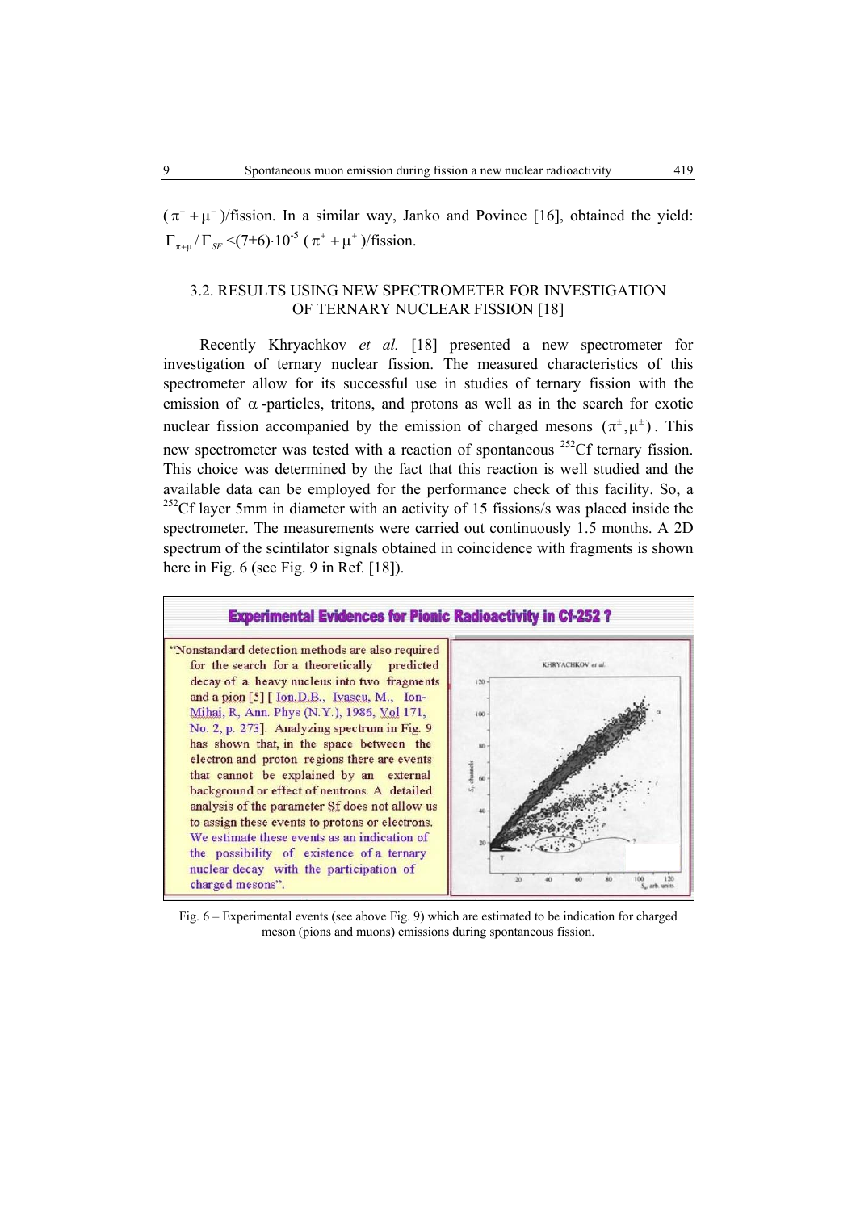$(\pi^- + \mu^-)$/fission. In a similar way, Janko and Povinec [16], obtained the yield: $\Gamma_{\pi+\mu}/\Gamma_{SF}$ <(7±6)·10$^{-5}$ $(\pi^+ + \mu^+)$/fission.

### 3.2. RESULTS USING NEW SPECTROMETER FOR INVESTIGATION OF TERNARY NUCLEAR FISSION [18]

Recently Khryachkov *et al.* [18] presented a new spectrometer for investigation of ternary nuclear fission. The measured characteristics of this spectrometer allow for its successful use in studies of ternary fission with the emission of $\alpha$-particles, tritons, and protons as well as in the search for exotic nuclear fission accompanied by the emission of charged mesons $(\pi^{\pm}, \mu^{\pm})$. This new spectrometer was tested with a reaction of spontaneous $^{252}$Cf ternary fission. This choice was determined by the fact that this reaction is well studied and the available data can be employed for the performance check of this facility. So, a $^{252}$Cf layer 5mm in diameter with an activity of 15 fissions/s was placed inside the spectrometer. The measurements were carried out continuously 1.5 months. A 2D spectrum of the scintillator signals obtained in coincidence with fragments is shown here in Fig. 6 (see Fig. 9 in Ref. [18]).

**Experimental Evidences for Pionic Radioactivity in Cf-252 ?**

"Nonstandard detection methods are also required for the search for a theoretically predicted decay of a heavy nucleus into two fragments and a pion [5] [ Ion,D.B., Ivascu, M., Ion-Mihai, R, Ann. Phys (N.Y.), 1986, Vol 171, No. 2, p. 273]. Analyzing spectrum in Fig. 9 has shown that, in the space between the electron and proton regions there are events that cannot be explained by an external background or effect of neutrons. A detailed analysis of the parameter Sf does not allow us to assign these events to protons or electrons. We estimate these events as an indication of the possibility of existence of a ternary nuclear decay with the participation of charged mesons".

Fig. 6 – Experimental events (see above Fig. 9) which are estimated to be indication for charged meson (pions and muons) emissions during spontaneous fission.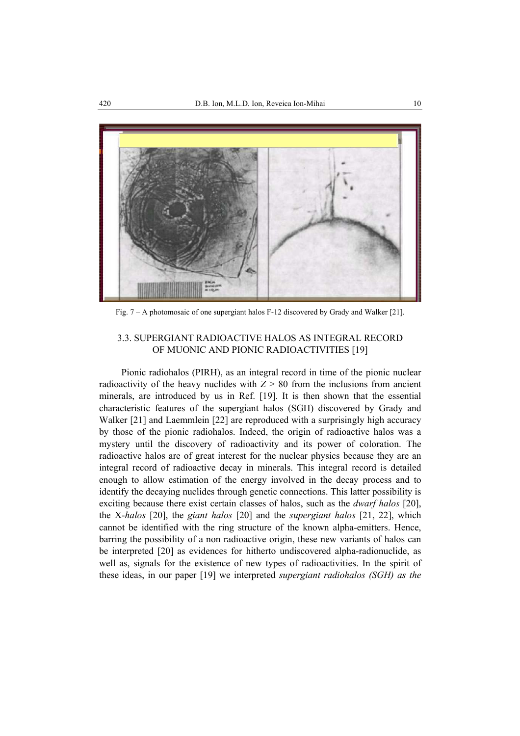Fig. 7 – A photomosaic of one supergiant halos F-12 discovered by Grady and Walker [21].

### 3.3. SUPERGIANT RADIOACTIVE HALOS AS INTEGRAL RECORD OF MUONIC AND PIONIC RADIOACTIVITIES [19]

Pionic radiohalos (PIRH), as an integral record in time of the pionic nuclear radioactivity of the heavy nuclides with $Z > 80$ from the inclusions from ancient minerals, are introduced by us in Ref. [19]. It is then shown that the essential characteristic features of the supergiant halos (SGH) discovered by Grady and Walker [21] and Laemmlein [22] are reproduced with a surprisingly high accuracy by those of the pionic radiohalos. Indeed, the origin of radioactive halos was a mystery until the discovery of radioactivity and its power of coloration. The radioactive halos are of great interest for the nuclear physics because they are an integral record of radioactive decay in minerals. This integral record is detailed enough to allow estimation of the energy involved in the decay process and to identify the decaying nuclides through genetic connections. This latter possibility is exciting because there exist certain classes of halos, such as the *dwarf halos* [20], the X-*halos* [20], the *giant halos* [20] and the *supergiant halos* [21, 22], which cannot be identified with the ring structure of the known alpha-emitters. Hence, barring the possibility of a non radioactive origin, these new variants of halos can be interpreted [20] as evidences for hitherto undiscovered alpha-radionuclide, as well as, signals for the existence of new types of radioactivities. In the spirit of these ideas, in our paper [19] we interpreted *supergiant radiohalos (SGH) as the*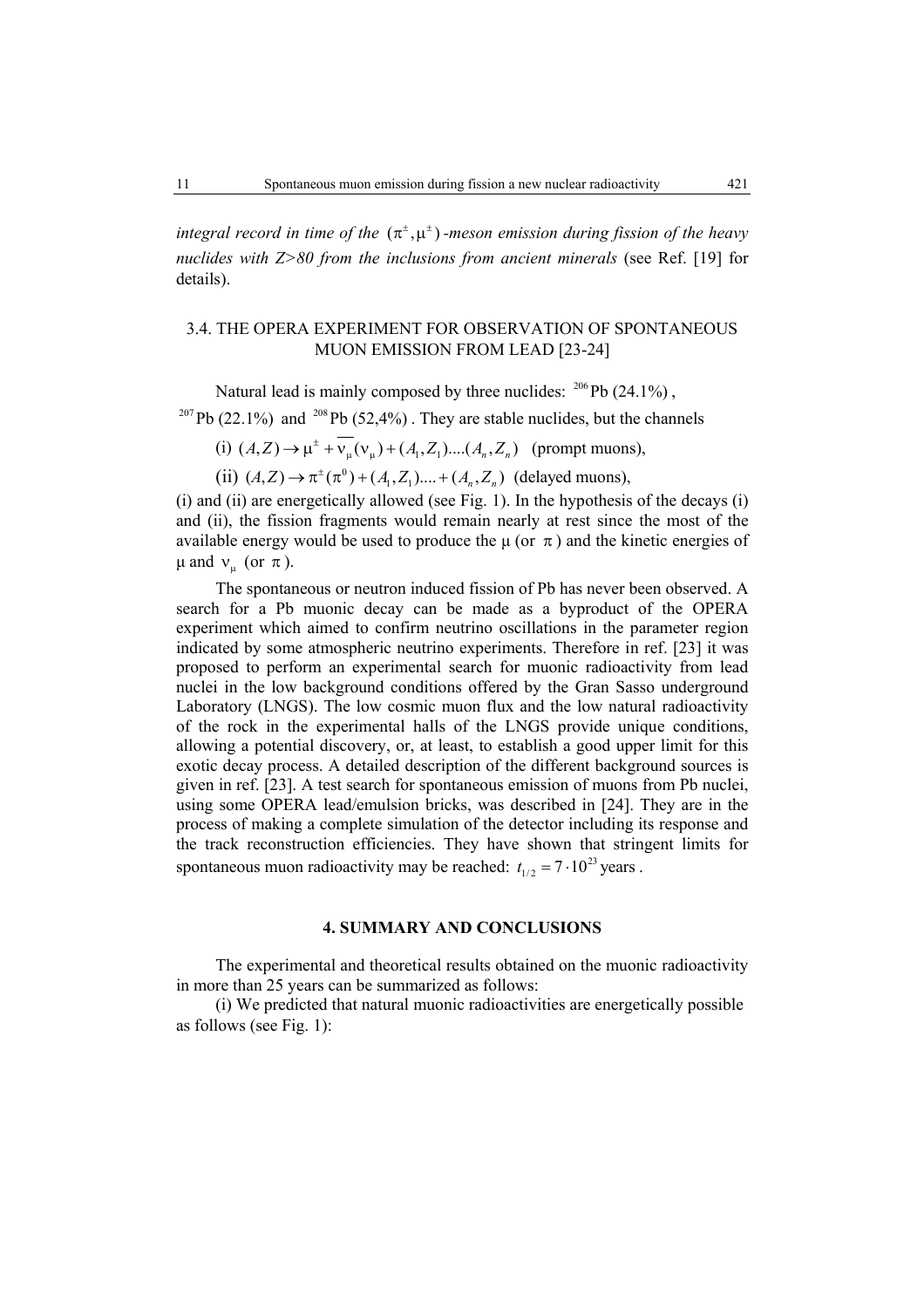*integral record in time of the $(\pi^{\pm}, \mu^{\pm})$ -meson emission during fission of the heavy nuclides with Z>80 from the inclusions from ancient minerals* (see Ref. [19] for details).

### 3.4. THE OPERA EXPERIMENT FOR OBSERVATION OF SPONTANEOUS MUON EMISSION FROM LEAD [23-24]

Natural lead is mainly composed by three nuclides: $^{206}$Pb (24.1%), $^{207}$Pb (22.1%) and $^{208}$Pb (52,4%). They are stable nuclides, but the channels

(i) $(A,Z) \to \mu^{\pm} + \overline{\nu_{\mu}}(\nu_{\mu}) + (A_1, Z_1)....(A_n, Z_n)$ (prompt muons),

(ii) $(A,Z) \to \pi^{\pm}(\pi^{0}) + (A_1, Z_1).... + (A_n, Z_n)$ (delayed muons),

(i) and (ii) are energetically allowed (see Fig. 1). In the hypothesis of the decays (i) and (ii), the fission fragments would remain nearly at rest since the most of the available energy would be used to produce the $\mu$ (or $\pi$) and the kinetic energies of $\mu$ and $\nu_{\mu}$ (or $\pi$).

The spontaneous or neutron induced fission of Pb has never been observed. A search for a Pb muonic decay can be made as a byproduct of the OPERA experiment which aimed to confirm neutrino oscillations in the parameter region indicated by some atmospheric neutrino experiments. Therefore in ref. [23] it was proposed to perform an experimental search for muonic radioactivity from lead nuclei in the low background conditions offered by the Gran Sasso underground Laboratory (LNGS). The low cosmic muon flux and the low natural radioactivity of the rock in the experimental halls of the LNGS provide unique conditions, allowing a potential discovery, or, at least, to establish a good upper limit for this exotic decay process. A detailed description of the different background sources is given in ref. [23]. A test search for spontaneous emission of muons from Pb nuclei, using some OPERA lead/emulsion bricks, was described in [24]. They are in the process of making a complete simulation of the detector including its response and the track reconstruction efficiencies. They have shown that stringent limits for spontaneous muon radioactivity may be reached: $t_{1/2} = 7 \cdot 10^{23}$ years.

## 4. SUMMARY AND CONCLUSIONS

The experimental and theoretical results obtained on the muonic radioactivity in more than 25 years can be summarized as follows:

(i) We predicted that natural muonic radioactivities are energetically possible as follows (see Fig. 1):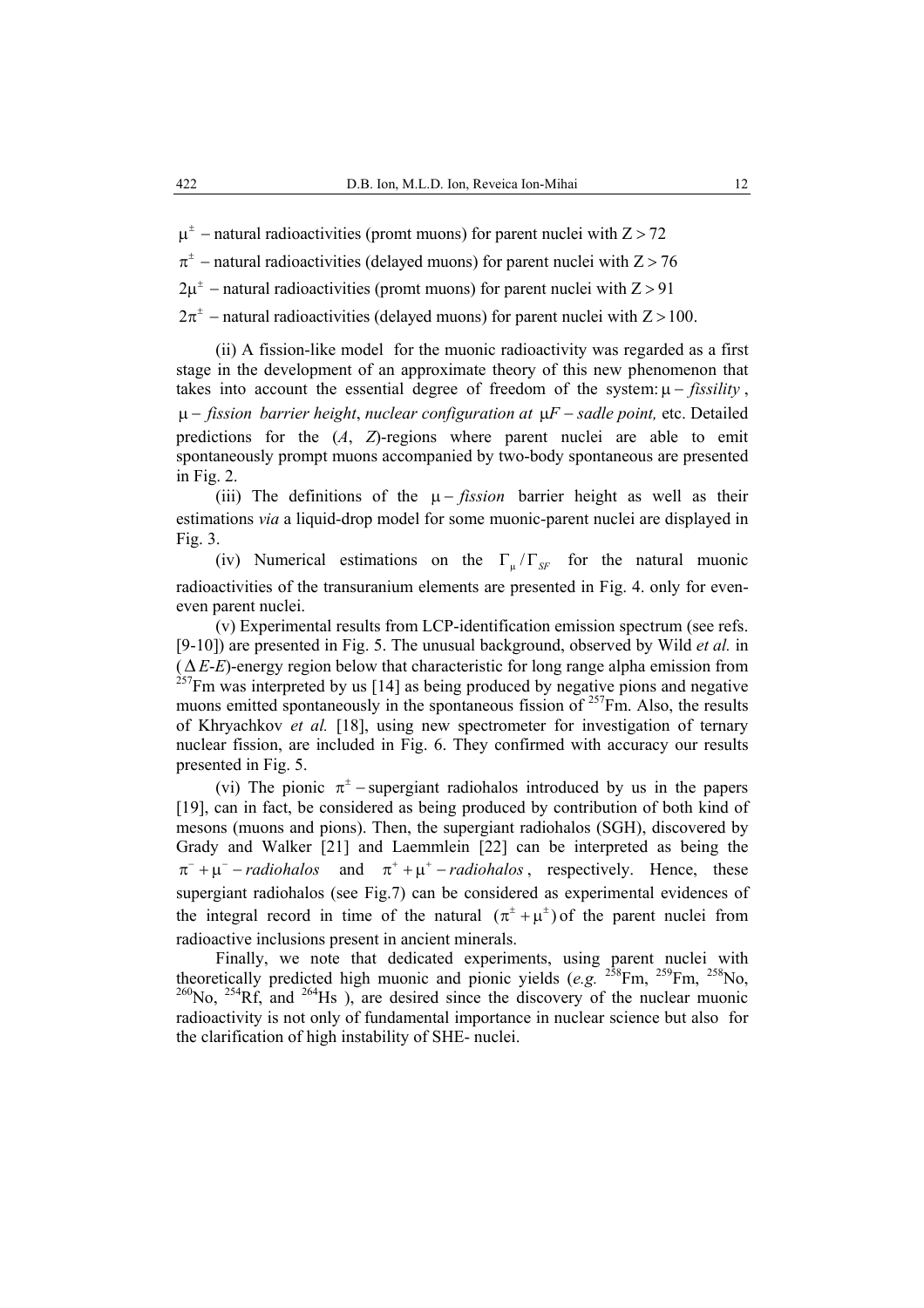$\mu^{\pm}$ – natural radioactivities (promt muons) for parent nuclei with $Z > 72$

$\pi^{\pm}$ – natural radioactivities (delayed muons) for parent nuclei with $Z > 76$

$2\mu^{\pm}$ – natural radioactivities (promt muons) for parent nuclei with $Z > 91$

$2\pi^{\pm}$ – natural radioactivities (delayed muons) for parent nuclei with $Z > 100$.

(ii) A fission-like model for the muonic radioactivity was regarded as a first stage in the development of an approximate theory of this new phenomenon that takes into account the essential degree of freedom of the system: $\mu$ – *fissility*, $\mu$ – *fission barrier height*, *nuclear configuration at* $\mu F$ – *sadle point,* etc. Detailed predictions for the (*A*, *Z*)-regions where parent nuclei are able to emit spontaneously prompt muons accompanied by two-body spontaneous are presented in Fig. 2.

(iii) The definitions of the $\mu$ – *fission* barrier height as well as their estimations *via* a liquid-drop model for some muonic-parent nuclei are displayed in Fig. 3.

(iv) Numerical estimations on the $\Gamma_{\mu}/\Gamma_{SF}$ for the natural muonic radioactivities of the transuranium elements are presented in Fig. 4. only for even-even parent nuclei.

(v) Experimental results from LCP-identification emission spectrum (see refs. [9-10]) are presented in Fig. 5. The unusual background, observed by Wild *et al.* in ($\Delta E$-$E$)-energy region below that characteristic for long range alpha emission from $^{257}$Fm was interpreted by us [14] as being produced by negative pions and negative muons emitted spontaneously in the spontaneous fission of $^{257}$Fm. Also, the results of Khryachkov *et al.* [18], using new spectrometer for investigation of ternary nuclear fission, are included in Fig. 6. They confirmed with accuracy our results presented in Fig. 5.

(vi) The pionic $\pi^{\pm}$ – supergiant radiohalos introduced by us in the papers [19], can in fact, be considered as being produced by contribution of both kind of mesons (muons and pions). Then, the supergiant radiohalos (SGH), discovered by Grady and Walker [21] and Laemmlein [22] can be interpreted as being the $\pi^{-} + \mu^{-}$ – *radiohalos* and $\pi^{+} + \mu^{+}$ – *radiohalos*, respectively. Hence, these supergiant radiohalos (see Fig.7) can be considered as experimental evidences of the integral record in time of the natural $(\pi^{\pm} + \mu^{\pm})$ of the parent nuclei from radioactive inclusions present in ancient minerals.

Finally, we note that dedicated experiments, using parent nuclei with theoretically predicted high muonic and pionic yields (*e.g.* $^{258}$Fm, $^{259}$Fm, $^{258}$No, $^{260}$No, $^{254}$Rf, and $^{264}$Hs ), are desired since the discovery of the nuclear muonic radioactivity is not only of fundamental importance in nuclear science but also for the clarification of high instability of SHE- nuclei.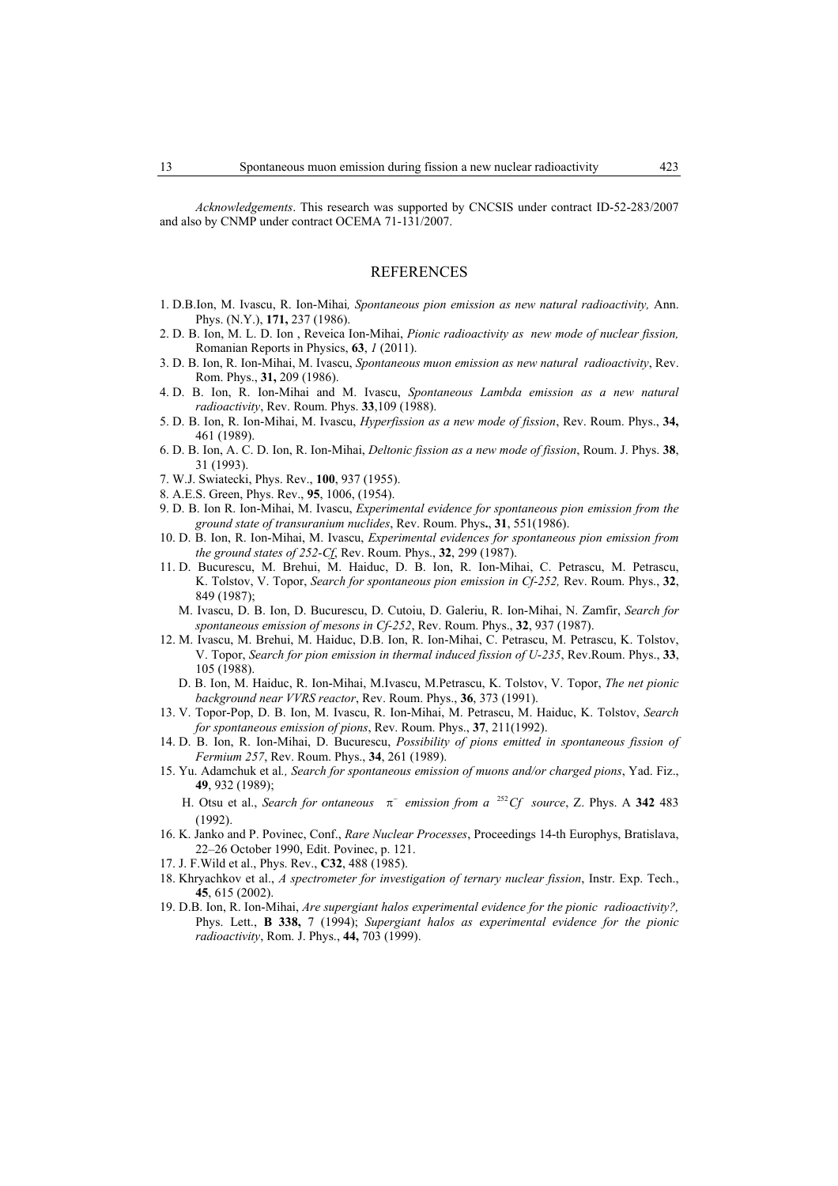*Acknowledgements*. This research was supported by CNCSIS under contract ID-52-283/2007 and also by CNMP under contract OCEMA 71-131/2007.

## REFERENCES

1. D.B.Ion, M. Ivascu, R. Ion-Mihai*, Spontaneous pion emission as new natural radioactivity,* Ann. Phys. (N.Y.), **171,** 237 (1986).
2. D. B. Ion, M. L. D. Ion , Reveica Ion-Mihai, *Pionic radioactivity as new mode of nuclear fission,* Romanian Reports in Physics, **63**, *1* (2011).
3. D. B. Ion, R. Ion-Mihai, M. Ivascu, *Spontaneous muon emission as new natural radioactivity*, Rev. Rom. Phys., **31,** 209 (1986).
4. D. B. Ion, R. Ion-Mihai and M. Ivascu, *Spontaneous Lambda emission as a new natural radioactivity*, Rev. Roum. Phys. **33**,109 (1988).
5. D. B. Ion, R. Ion-Mihai, M. Ivascu, *Hyperfission as a new mode of fission*, Rev. Roum. Phys., **34,** 461 (1989).
6. D. B. Ion, A. C. D. Ion, R. Ion-Mihai, *Deltonic fission as a new mode of fission*, Roum. J. Phys. **38**, 31 (1993).
7. W.J. Swiatecki, Phys. Rev., **100**, 937 (1955).
8. A.E.S. Green, Phys. Rev., **95**, 1006, (1954).
9. D. B. Ion R. Ion-Mihai, M. Ivascu, *Experimental evidence for spontaneous pion emission from the ground state of transuranium nuclides*, Rev. Roum. Phys**.**, **31**, 551(1986).
10. D. B. Ion, R. Ion-Mihai, M. Ivascu, *Experimental evidences for spontaneous pion emission from the ground states of 252-Cf*, Rev. Roum. Phys., **32**, 299 (1987).
11. D. Bucurescu, M. Brehui, M. Haiduc, D. B. Ion, R. Ion-Mihai, C. Petrascu, M. Petrascu, K. Tolstov, V. Topor, *Search for spontaneous pion emission in Cf-252,* Rev. Roum. Phys., **32**, 849 (1987);
    M. Ivascu, D. B. Ion, D. Bucurescu, D. Cutoiu, D. Galeriu, R. Ion-Mihai, N. Zamfir, *Search for spontaneous emission of mesons in Cf-252*, Rev. Roum. Phys., **32**, 937 (1987).
12. M. Ivascu, M. Brehui, M. Haiduc, D.B. Ion, R. Ion-Mihai, C. Petrascu, M. Petrascu, K. Tolstov, V. Topor, *Search for pion emission in thermal induced fission of U-235*, Rev.Roum. Phys., **33**, 105 (1988).
    D. B. Ion, M. Haiduc, R. Ion-Mihai, M.Ivascu, M.Petrascu, K. Tolstov, V. Topor, *The net pionic background near VVRS reactor*, Rev. Roum. Phys., **36**, 373 (1991).
13. V. Topor-Pop, D. B. Ion, M. Ivascu, R. Ion-Mihai, M. Petrascu, M. Haiduc, K. Tolstov, *Search for spontaneous emission of pions*, Rev. Roum. Phys., **37**, 211(1992).
14. D. B. Ion, R. Ion-Mihai, D. Bucurescu, *Possibility of pions emitted in spontaneous fission of Fermium 257*, Rev. Roum. Phys., **34**, 261 (1989).
15. Yu. Adamchuk et al*., Search for spontaneous emission of muons and/or charged pions*, Yad. Fiz., **49**, 932 (1989);
    H. Otsu et al., *Search for ontaneous* $\pi^{-}$ *emission from a* $^{252}Cf$ *source*, Z. Phys. A **342** 483 (1992).
16. K. Janko and P. Povinec, Conf., *Rare Nuclear Processes*, Proceedings 14-th Europhys, Bratislava, 22–26 October 1990, Edit. Povinec, p. 121.
17. J. F.Wild et al., Phys. Rev., **C32**, 488 (1985).
18. Khryachkov et al., *A spectrometer for investigation of ternary nuclear fission*, Instr. Exp. Tech., **45**, 615 (2002).
19. D.B. Ion, R. Ion-Mihai, *Are supergiant halos experimental evidence for the pionic radioactivity?,* Phys. Lett., **B 338,** 7 (1994); *Supergiant halos as experimental evidence for the pionic radioactivity*, Rom. J. Phys., **44,** 703 (1999).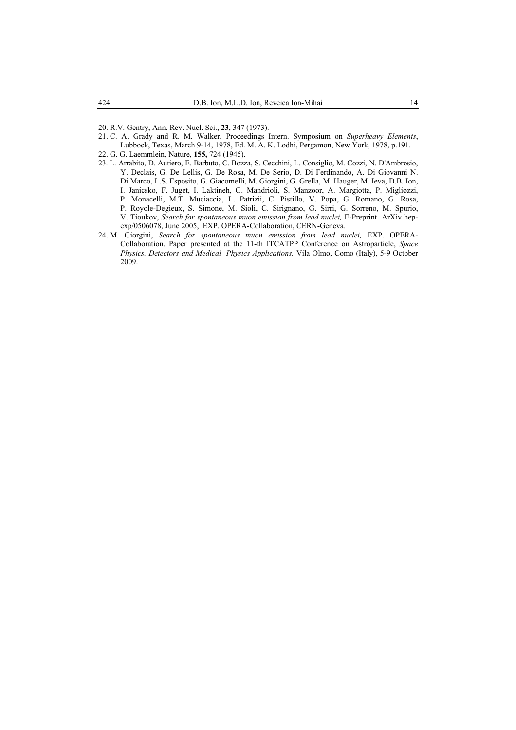20. R.V. Gentry, Ann. Rev. Nucl. Sci., **23**, 347 (1973).
21. C. A. Grady and R. M. Walker, Proceedings Intern. Symposium on *Superheavy Elements*, Lubbock, Texas, March 9-14, 1978, Ed. M. A. K. Lodhi, Pergamon, New York, 1978, p.191.
22. G. G. Laemmlein, Nature, **155,** 724 (1945).
23. L. Arrabito, D. Autiero, E. Barbuto, C. Bozza, S. Cecchini, L. Consiglio, M. Cozzi, N. D'Ambrosio, Y. Declais, G. De Lellis, G. De Rosa, M. De Serio, D. Di Ferdinando, A. Di Giovanni N. Di Marco, L.S. Esposito, G. Giacomelli, M. Giorgini, G. Grella, M. Hauger, M. Ieva, D.B. Ion, I. Janicsko, F. Juget, I. Laktineh, G. Mandrioli, S. Manzoor, A. Margiotta, P. Migliozzi, P. Monacelli, M.T. Muciaccia, L. Patrizii, C. Pistillo, V. Popa, G. Romano, G. Rosa, P. Royole-Degieux, S. Simone, M. Sioli, C. Sirignano, G. Sirri, G. Sorreno, M. Spurio, V. Tioukov, *Search for spontaneous muon emission from lead nuclei,* E-Preprint ArXiv hep-exp/0506078, June 2005, EXP. OPERA-Collaboration, CERN-Geneva.
24. M. Giorgini, *Search for spontaneous muon emission from lead nuclei,* EXP. OPERA-Collaboration. Paper presented at the 11-th ITCATPP Conference on Astroparticle, *Space Physics, Detectors and Medical Physics Applications,* Vila Olmo, Como (Italy), 5-9 October 2009.